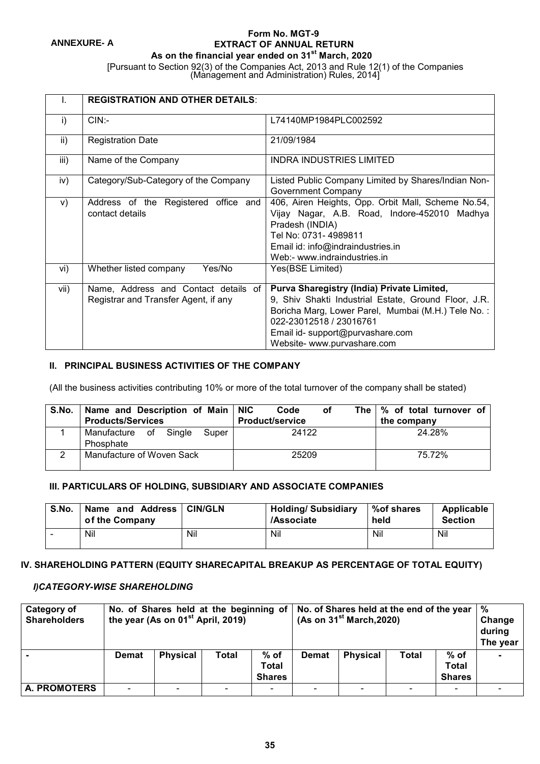**ANNEXURE- A**

# Form No. MGT-9
## EXTRACT OF ANNUAL RETURN
### As on the financial year ended on 31st March, 2020

[Pursuant to Section 92(3) of the Companies Act, 2013 and Rule 12(1) of the Companies (Management and Administration) Rules, 2014]

| I. | **REGISTRATION AND OTHER DETAILS**: | |
|---|---|---|
| i) | CIN:- | L74140MP1984PLC002592 |
| ii) | Registration Date | 21/09/1984 |
| iii) | Name of the Company | INDRA INDUSTRIES LIMITED |
| iv) | Category/Sub-Category of the Company | Listed Public Company Limited by Shares/Indian Non-Government Company |
| v) | Address of the Registered office and contact details | 406, Airen Heights, Opp. Orbit Mall, Scheme No.54, Vijay Nagar, A.B. Road, Indore-452010 Madhya Pradesh (INDIA)<br>Tel No: 0731- 4989811<br>Email id: info@indraindustries.in<br>Web:- www.indraindustries.in |
| vi) | Whether listed company Yes/No | Yes(BSE Limited) |
| vii) | Name, Address and Contact details of Registrar and Transfer Agent, if any | **Purva Sharegistry (India) Private Limited,**<br>9, Shiv Shakti Industrial Estate, Ground Floor, J.R. Boricha Marg, Lower Parel, Mumbai (M.H.) Tele No. : 022-23012518 / 23016761<br>Email id- support@purvashare.com<br>Website- www.purvashare.com |

## II. PRINCIPAL BUSINESS ACTIVITIES OF THE COMPANY

(All the business activities contributing 10% or more of the total turnover of the company shall be stated)

| S.No. | Name and Description of Main Products/Services | NIC Code of The Product/service | % of total turnover of the company |
|---|---|---|---|
| 1 | Manufacture of Single Super Phosphate | 24122 | 24.28% |
| 2 | Manufacture of Woven Sack | 25209 | 75.72% |

## III. PARTICULARS OF HOLDING, SUBSIDIARY AND ASSOCIATE COMPANIES

| S.No. | Name and Address of the Company | CIN/GLN | Holding/ Subsidiary /Associate | %of shares held | Applicable Section |
|---|---|---|---|---|---|
| - | Nil | Nil | Nil | Nil | Nil |

## IV. SHAREHOLDING PATTERN (EQUITY SHARECAPITAL BREAKUP AS PERCENTAGE OF TOTAL EQUITY)

### *I)CATEGORY-WISE SHAREHOLDING*

| Category of Shareholders | No. of Shares held at the beginning of the year (As on 01st April, 2019) | | | | No. of Shares held at the end of the year (As on 31st March,2020) | | | | % Change during The year |
|---|---|---|---|---|---|---|---|---|---|
| - | Demat | Physical | Total | % of Total Shares | Demat | Physical | Total | % of Total Shares | - |
| **A. PROMOTERS** | - | - | - | - | - | - | - | - | - |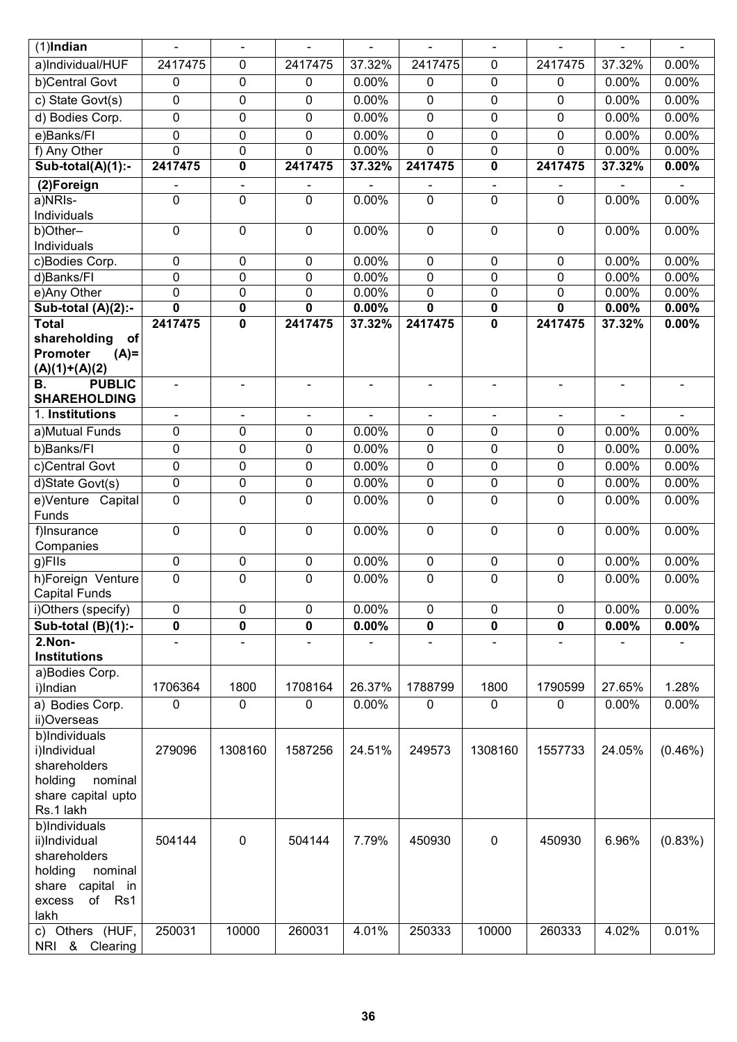| (1)**Indian** | - | - | - | - | - | - | - | - | - |
|---|---|---|---|---|---|---|---|---|---|
| a)Individual/HUF | 2417475 | 0 | 2417475 | 37.32% | 2417475 | 0 | 2417475 | 37.32% | 0.00% |
| b)Central Govt | 0 | 0 | 0 | 0.00% | 0 | 0 | 0 | 0.00% | 0.00% |
| c) State Govt(s) | 0 | 0 | 0 | 0.00% | 0 | 0 | 0 | 0.00% | 0.00% |
| d) Bodies Corp. | 0 | 0 | 0 | 0.00% | 0 | 0 | 0 | 0.00% | 0.00% |
| e)Banks/FI | 0 | 0 | 0 | 0.00% | 0 | 0 | 0 | 0.00% | 0.00% |
| f) Any Other | 0 | 0 | 0 | 0.00% | 0 | 0 | 0 | 0.00% | 0.00% |
| **Sub-total(A)(1):-** | **2417475** | **0** | **2417475** | **37.32%** | **2417475** | **0** | **2417475** | **37.32%** | **0.00%** |
| **(2)Foreign** | - | - | - | - | - | - | - | - | - |
| a)NRIs-Individuals | 0 | 0 | 0 | 0.00% | 0 | 0 | 0 | 0.00% | 0.00% |
| b)Other–Individuals | 0 | 0 | 0 | 0.00% | 0 | 0 | 0 | 0.00% | 0.00% |
| c)Bodies Corp. | 0 | 0 | 0 | 0.00% | 0 | 0 | 0 | 0.00% | 0.00% |
| d)Banks/FI | 0 | 0 | 0 | 0.00% | 0 | 0 | 0 | 0.00% | 0.00% |
| e)Any Other | 0 | 0 | 0 | 0.00% | 0 | 0 | 0 | 0.00% | 0.00% |
| **Sub-total (A)(2):-** | **0** | **0** | **0** | **0.00%** | **0** | **0** | **0** | **0.00%** | **0.00%** |
| **Total shareholding of Promoter (A)= (A)(1)+(A)(2)** | **2417475** | **0** | **2417475** | **37.32%** | **2417475** | **0** | **2417475** | **37.32%** | **0.00%** |
| **B. PUBLIC SHAREHOLDING** | - | - | - | - | - | - | - | - | - |
| 1. **Institutions** | - | - | - | - | - | - | - | - | - |
| a)Mutual Funds | 0 | 0 | 0 | 0.00% | 0 | 0 | 0 | 0.00% | 0.00% |
| b)Banks/FI | 0 | 0 | 0 | 0.00% | 0 | 0 | 0 | 0.00% | 0.00% |
| c)Central Govt | 0 | 0 | 0 | 0.00% | 0 | 0 | 0 | 0.00% | 0.00% |
| d)State Govt(s) | 0 | 0 | 0 | 0.00% | 0 | 0 | 0 | 0.00% | 0.00% |
| e)Venture Capital Funds | 0 | 0 | 0 | 0.00% | 0 | 0 | 0 | 0.00% | 0.00% |
| f)Insurance Companies | 0 | 0 | 0 | 0.00% | 0 | 0 | 0 | 0.00% | 0.00% |
| g)FIIs | 0 | 0 | 0 | 0.00% | 0 | 0 | 0 | 0.00% | 0.00% |
| h)Foreign Venture Capital Funds | 0 | 0 | 0 | 0.00% | 0 | 0 | 0 | 0.00% | 0.00% |
| i)Others (specify) | 0 | 0 | 0 | 0.00% | 0 | 0 | 0 | 0.00% | 0.00% |
| **Sub-total (B)(1):-** | **0** | **0** | **0** | **0.00%** | **0** | **0** | **0** | **0.00%** | **0.00%** |
| **2.Non-Institutions** | - | - | - | - | - | - | - | - | - |
| a)Bodies Corp. i)Indian | 1706364 | 1800 | 1708164 | 26.37% | 1788799 | 1800 | 1790599 | 27.65% | 1.28% |
| a) Bodies Corp. ii)Overseas | 0 | 0 | 0 | 0.00% | 0 | 0 | 0 | 0.00% | 0.00% |
| b)Individuals i)Individual shareholders holding nominal share capital upto Rs.1 lakh | 279096 | 1308160 | 1587256 | 24.51% | 249573 | 1308160 | 1557733 | 24.05% | (0.46%) |
| b)Individuals ii)Individual shareholders holding nominal share capital in excess of Rs1 lakh | 504144 | 0 | 504144 | 7.79% | 450930 | 0 | 450930 | 6.96% | (0.83%) |
| c) Others (HUF, NRI & Clearing | 250031 | 10000 | 260031 | 4.01% | 250333 | 10000 | 260333 | 4.02% | 0.01% |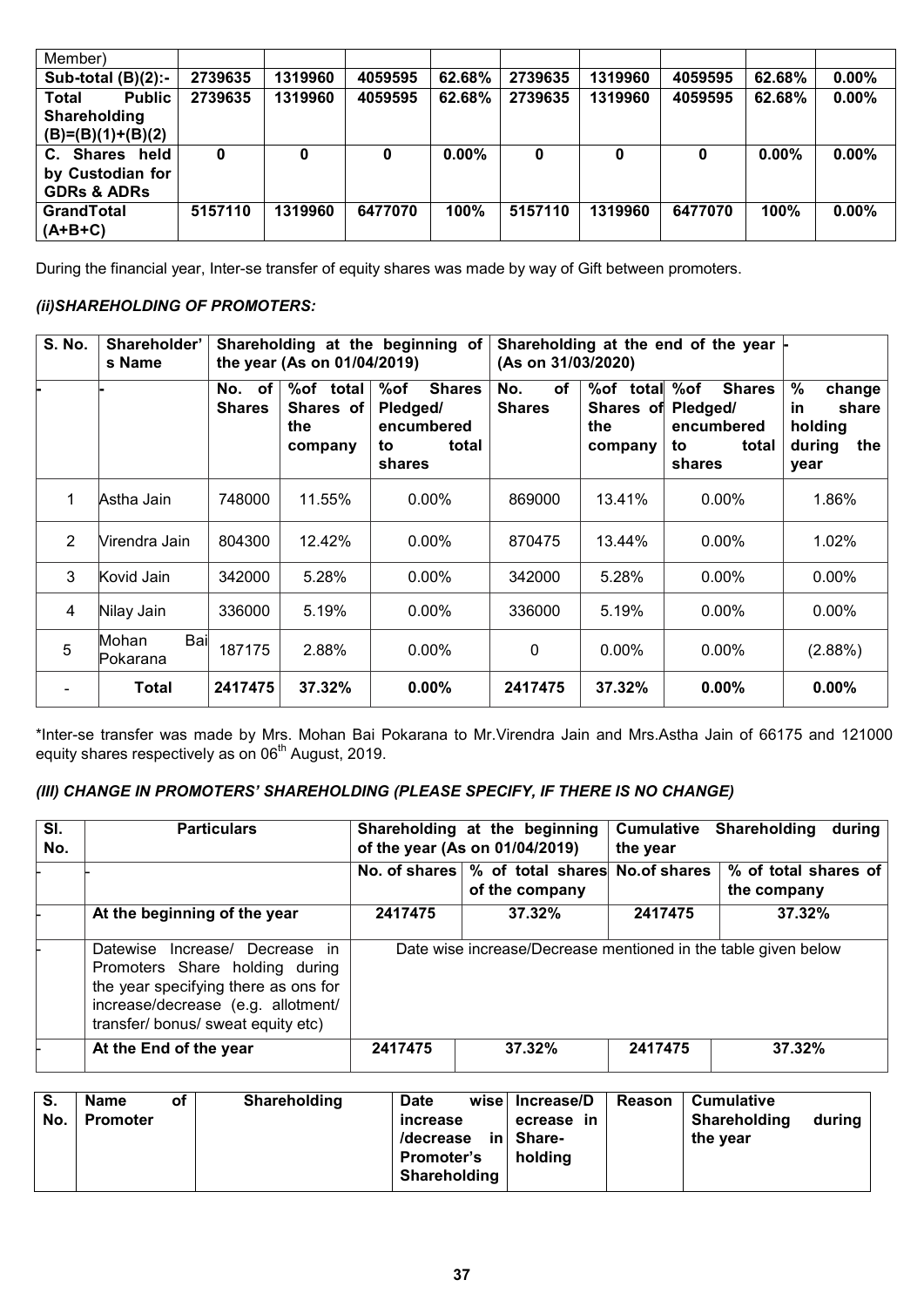| Member) | | | | | | | | | |
|---|---|---|---|---|---|---|---|---|---|
| **Sub-total (B)(2):-** | **2739635** | **1319960** | **4059595** | **62.68%** | **2739635** | **1319960** | **4059595** | **62.68%** | **0.00%** |
| **Total Public Shareholding (B)=(B)(1)+(B)(2)** | **2739635** | **1319960** | **4059595** | **62.68%** | **2739635** | **1319960** | **4059595** | **62.68%** | **0.00%** |
| **C. Shares held by Custodian for GDRs & ADRs** | **0** | **0** | **0** | **0.00%** | **0** | **0** | **0** | **0.00%** | **0.00%** |
| **GrandTotal (A+B+C)** | **5157110** | **1319960** | **6477070** | **100%** | **5157110** | **1319960** | **6477070** | **100%** | **0.00%** |

During the financial year, Inter-se transfer of equity shares was made by way of Gift between promoters.

### *(ii)SHAREHOLDING OF PROMOTERS:*

| S. No. | Shareholder's Name | Shareholding at the beginning of the year (As on 01/04/2019) | | | Shareholding at the end of the year (As on 31/03/2020) | | | - |
|---|---|---|---|---|---|---|---|---|
| - | - | No. of Shares | %of total Shares of the company | %of Shares Pledged/ encumbered to total shares | No. of Shares | %of total Shares of the company | %of Shares Pledged/ encumbered to total shares | % change in share holding during the year |
| 1 | Astha Jain | 748000 | 11.55% | 0.00% | 869000 | 13.41% | 0.00% | 1.86% |
| 2 | Virendra Jain | 804300 | 12.42% | 0.00% | 870475 | 13.44% | 0.00% | 1.02% |
| 3 | Kovid Jain | 342000 | 5.28% | 0.00% | 342000 | 5.28% | 0.00% | 0.00% |
| 4 | Nilay Jain | 336000 | 5.19% | 0.00% | 336000 | 5.19% | 0.00% | 0.00% |
| 5 | Mohan Bai Pokarana | 187175 | 2.88% | 0.00% | 0 | 0.00% | 0.00% | (2.88%) |
| - | **Total** | **2417475** | **37.32%** | **0.00%** | **2417475** | **37.32%** | **0.00%** | **0.00%** |

*Inter-se transfer was made by Mrs. Mohan Bai Pokarana to Mr.Virendra Jain and Mrs.Astha Jain of 66175 and 121000 equity shares respectively as on 06th August, 2019.

### *(III) CHANGE IN PROMOTERS' SHAREHOLDING (PLEASE SPECIFY, IF THERE IS NO CHANGE)*

| Sl. No. | Particulars | Shareholding at the beginning of the year (As on 01/04/2019) | | Cumulative Shareholding during the year | |
|---|---|---|---|---|---|
| - | - | No. of shares | % of total shares of the company | No.of shares | % of total shares of the company |
| - | **At the beginning of the year** | **2417475** | **37.32%** | **2417475** | **37.32%** |
| - | Datewise Increase/ Decrease in Promoters Share holding during the year specifying there as ons for increase/decrease (e.g. allotment/ transfer/ bonus/ sweat equity etc) | Date wise increase/Decrease mentioned in the table given below | | | |
| - | **At the End of the year** | **2417475** | **37.32%** | **2417475** | **37.32%** |

| S. No. | Name of Promoter | Shareholding | Date wise increase /decrease in Promoter's Shareholding | Increase/Decrease in Share-holding | Reason | Cumulative Shareholding during the year |
|---|---|---|---|---|---|---|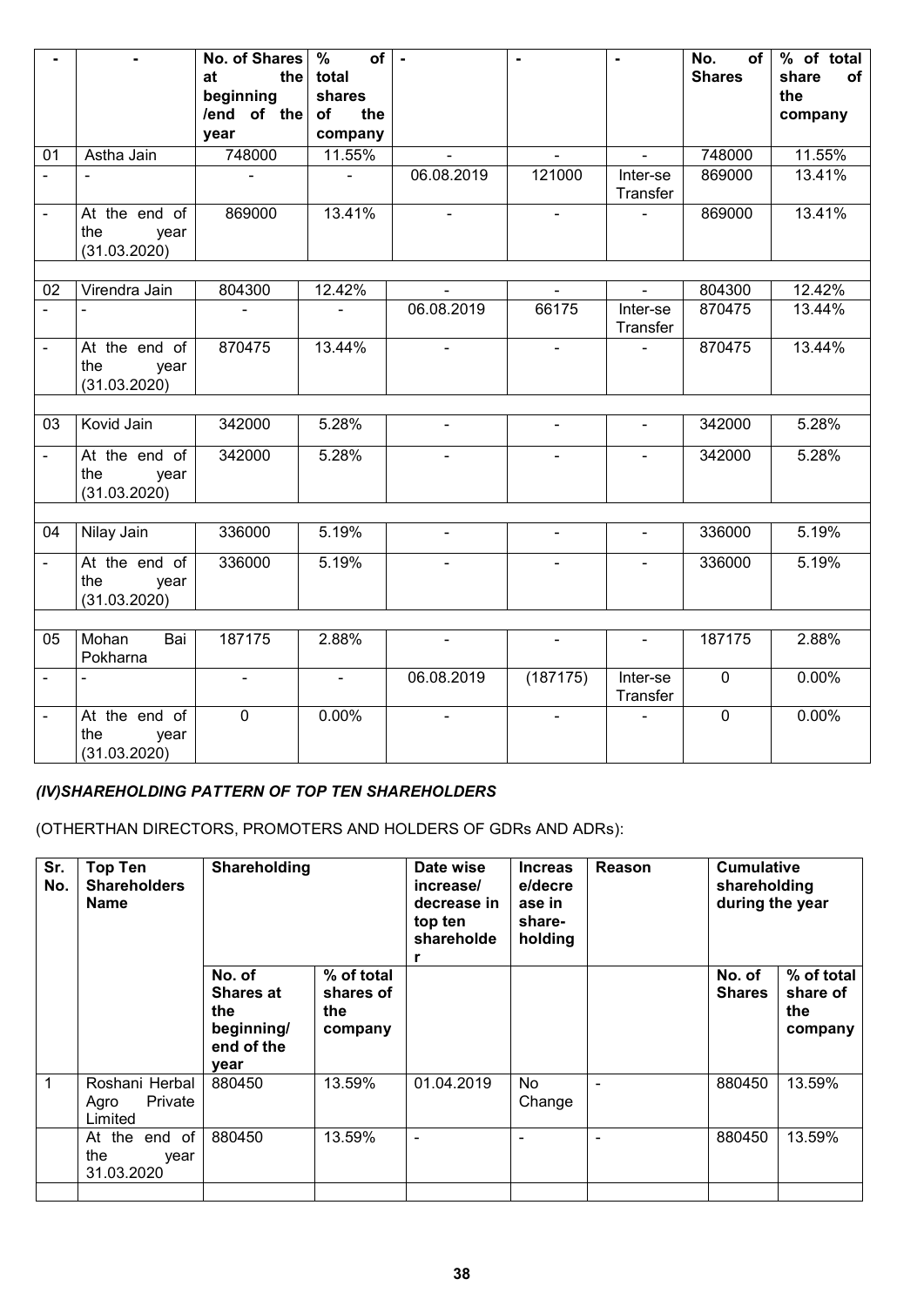| - | - | No. of Shares at the beginning /end of the year | % of total shares of the company | - | - | - | No. of Shares | % of total share of the company |
|---|---|---|---|---|---|---|---|---|
| 01 | Astha Jain | 748000 | 11.55% | - | - | - | 748000 | 11.55% |
| - | - | - | - | 06.08.2019 | 121000 | Inter-se Transfer | 869000 | 13.41% |
| - | At the end of the year (31.03.2020) | 869000 | 13.41% | - | - | - | 869000 | 13.41% |
| | | | | | | | | |
| 02 | Virendra Jain | 804300 | 12.42% | - | - | - | 804300 | 12.42% |
| - | - | - | - | 06.08.2019 | 66175 | Inter-se Transfer | 870475 | 13.44% |
| - | At the end of the year (31.03.2020) | 870475 | 13.44% | - | - | - | 870475 | 13.44% |
| | | | | | | | | |
| 03 | Kovid Jain | 342000 | 5.28% | - | - | - | 342000 | 5.28% |
| - | At the end of the year (31.03.2020) | 342000 | 5.28% | - | - | - | 342000 | 5.28% |
| | | | | | | | | |
| 04 | Nilay Jain | 336000 | 5.19% | - | - | - | 336000 | 5.19% |
| - | At the end of the year (31.03.2020) | 336000 | 5.19% | - | - | - | 336000 | 5.19% |
| | | | | | | | | |
| 05 | Mohan Bai Pokharna | 187175 | 2.88% | - | - | - | 187175 | 2.88% |
| - | - | - | - | 06.08.2019 | (187175) | Inter-se Transfer | 0 | 0.00% |
| - | At the end of the year (31.03.2020) | 0 | 0.00% | - | - | - | 0 | 0.00% |

### *(IV)SHAREHOLDING PATTERN OF TOP TEN SHAREHOLDERS*

(OTHERTHAN DIRECTORS, PROMOTERS AND HOLDERS OF GDRs AND ADRs):

| Sr. No. | Top Ten Shareholders Name | Shareholding | | Date wise increase/ decrease in top ten shareholder | Increase/decrease in share-holding | Reason | Cumulative shareholding during the year | |
|---|---|---|---|---|---|---|---|---|
| | | No. of Shares at the beginning/ end of the year | % of total shares of the company | | | | No. of Shares | % of total share of the company |
| 1 | Roshani Herbal Agro Private Limited | 880450 | 13.59% | 01.04.2019 | No Change | - | 880450 | 13.59% |
| | At the end of the year 31.03.2020 | 880450 | 13.59% | - | - | - | 880450 | 13.59% |
| | | | | | | | | |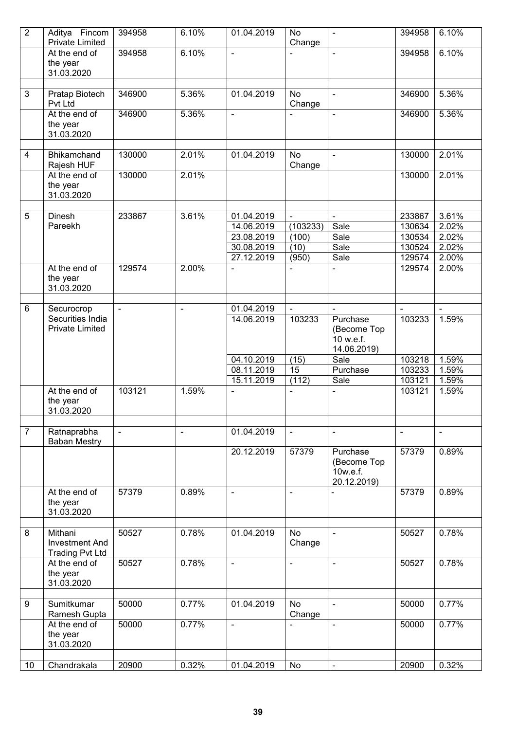| 2 | Aditya Fincom Private Limited | 394958 | 6.10% | 01.04.2019 | No Change | - | 394958 | 6.10% |
|---|---|---|---|---|---|---|---|---|
| | At the end of the year 31.03.2020 | 394958 | 6.10% | - | - | - | 394958 | 6.10% |
| | | | | | | | | |
| 3 | Pratap Biotech Pvt Ltd | 346900 | 5.36% | 01.04.2019 | No Change | - | 346900 | 5.36% |
| | At the end of the year 31.03.2020 | 346900 | 5.36% | - | - | - | 346900 | 5.36% |
| | | | | | | | | |
| 4 | Bhikamchand Rajesh HUF | 130000 | 2.01% | 01.04.2019 | No Change | - | 130000 | 2.01% |
| | At the end of the year 31.03.2020 | 130000 | 2.01% | | | | 130000 | 2.01% |
| | | | | | | | | |
| 5 | Dinesh Pareekh | 233867 | 3.61% | 01.04.2019 | - | - | 233867 | 3.61% |
| | | | | 14.06.2019 | (103233) | Sale | 130634 | 2.02% |
| | | | | 23.08.2019 | (100) | Sale | 130534 | 2.02% |
| | | | | 30.08.2019 | (10) | Sale | 130524 | 2.02% |
| | | | | 27.12.2019 | (950) | Sale | 129574 | 2.00% |
| | At the end of the year 31.03.2020 | 129574 | 2.00% | - | - | - | 129574 | 2.00% |
| | | | | | | | | |
| 6 | Securocrop Securities India Private Limited | - | - | 01.04.2019 | - | - | - | - |
| | | | | 14.06.2019 | 103233 | Purchase (Become Top 10 w.e.f. 14.06.2019) | 103233 | 1.59% |
| | | | | 04.10.2019 | (15) | Sale | 103218 | 1.59% |
| | | | | 08.11.2019 | 15 | Purchase | 103233 | 1.59% |
| | | | | 15.11.2019 | (112) | Sale | 103121 | 1.59% |
| | At the end of the year 31.03.2020 | 103121 | 1.59% | - | - | - | 103121 | 1.59% |
| | | | | | | | | |
| 7 | Ratnaprabha Baban Mestry | - | - | 01.04.2019 | - | - | - | - |
| | | | | 20.12.2019 | 57379 | Purchase (Become Top 10w.e.f. 20.12.2019) | 57379 | 0.89% |
| | At the end of the year 31.03.2020 | 57379 | 0.89% | - | - | - | 57379 | 0.89% |
| | | | | | | | | |
| 8 | Mithani Investment And Trading Pvt Ltd | 50527 | 0.78% | 01.04.2019 | No Change | - | 50527 | 0.78% |
| | At the end of the year 31.03.2020 | 50527 | 0.78% | - | - | - | 50527 | 0.78% |
| | | | | | | | | |
| 9 | Sumitkumar Ramesh Gupta | 50000 | 0.77% | 01.04.2019 | No Change | - | 50000 | 0.77% |
| | At the end of the year 31.03.2020 | 50000 | 0.77% | - | - | - | 50000 | 0.77% |
| | | | | | | | | |
| 10 | Chandrakala | 20900 | 0.32% | 01.04.2019 | No | - | 20900 | 0.32% |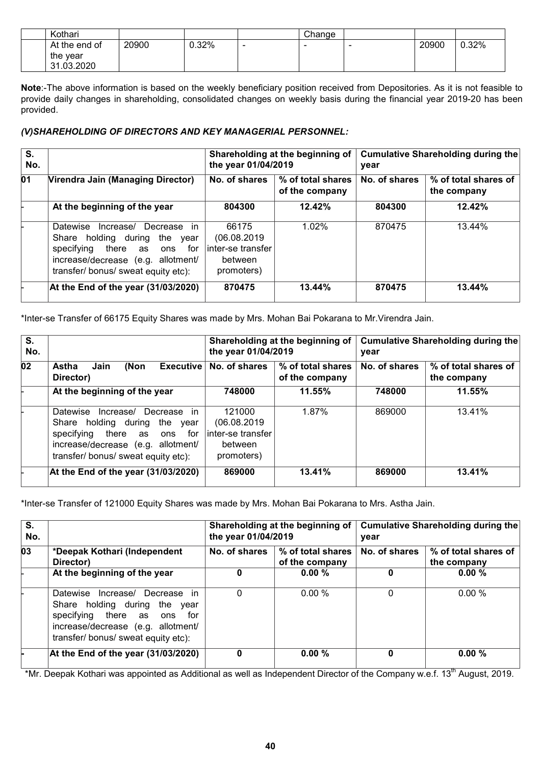| | Kothari | | | | Change | | | |
|---|---|---|---|---|---|---|---|---|
| | At the end of the year 31.03.2020 | 20900 | 0.32% | - | - | - | 20900 | 0.32% |

**Note**:-The above information is based on the weekly beneficiary position received from Depositories. As it is not feasible to provide daily changes in shareholding, consolidated changes on weekly basis during the financial year 2019-20 has been provided.

### *(V)SHAREHOLDING OF DIRECTORS AND KEY MANAGERIAL PERSONNEL:*

| S. No. | | Shareholding at the beginning of the year 01/04/2019 | | Cumulative Shareholding during the year | |
|---|---|---|---|---|---|
| **01** | **Virendra Jain (Managing Director)** | **No. of shares** | **% of total shares of the company** | **No. of shares** | **% of total shares of the company** |
| - | **At the beginning of the year** | **804300** | **12.42%** | **804300** | **12.42%** |
| - | Datewise Increase/ Decrease in Share holding during the year specifying there as ons for increase/decrease (e.g. allotment/ transfer/ bonus/ sweat equity etc): | 66175 (06.08.2019 inter-se transfer between promoters) | 1.02% | 870475 | 13.44% |
| - | **At the End of the year (31/03/2020)** | **870475** | **13.44%** | **870475** | **13.44%** |

*Inter-se Transfer of 66175 Equity Shares was made by Mrs. Mohan Bai Pokarana to Mr.Virendra Jain.

| S. No. | | Shareholding at the beginning of the year 01/04/2019 | | Cumulative Shareholding during the year | |
|---|---|---|---|---|---|
| **02** | **Astha Jain (Non Executive Director)** | **No. of shares** | **% of total shares of the company** | **No. of shares** | **% of total shares of the company** |
| - | **At the beginning of the year** | **748000** | **11.55%** | **748000** | **11.55%** |
| - | Datewise Increase/ Decrease in Share holding during the year specifying there as ons for increase/decrease (e.g. allotment/ transfer/ bonus/ sweat equity etc): | 121000 (06.08.2019 inter-se transfer between promoters) | 1.87% | 869000 | 13.41% |
| - | **At the End of the year (31/03/2020)** | **869000** | **13.41%** | **869000** | **13.41%** |

*Inter-se Transfer of 121000 Equity Shares was made by Mrs. Mohan Bai Pokarana to Mrs. Astha Jain.

| S. No. | | Shareholding at the beginning of the year 01/04/2019 | | Cumulative Shareholding during the year | |
|---|---|---|---|---|---|
| **03** | ***Deepak Kothari (Independent Director)** | **No. of shares** | **% of total shares of the company** | **No. of shares** | **% of total shares of the company** |
| - | **At the beginning of the year** | **0** | **0.00 %** | **0** | **0.00 %** |
| - | Datewise Increase/ Decrease in Share holding during the year specifying there as ons for increase/decrease (e.g. allotment/ transfer/ bonus/ sweat equity etc): | 0 | 0.00 % | 0 | 0.00 % |
| - | **At the End of the year (31/03/2020)** | **0** | **0.00 %** | **0** | **0.00 %** |

*Mr. Deepak Kothari was appointed as Additional as well as Independent Director of the Company w.e.f. 13th August, 2019.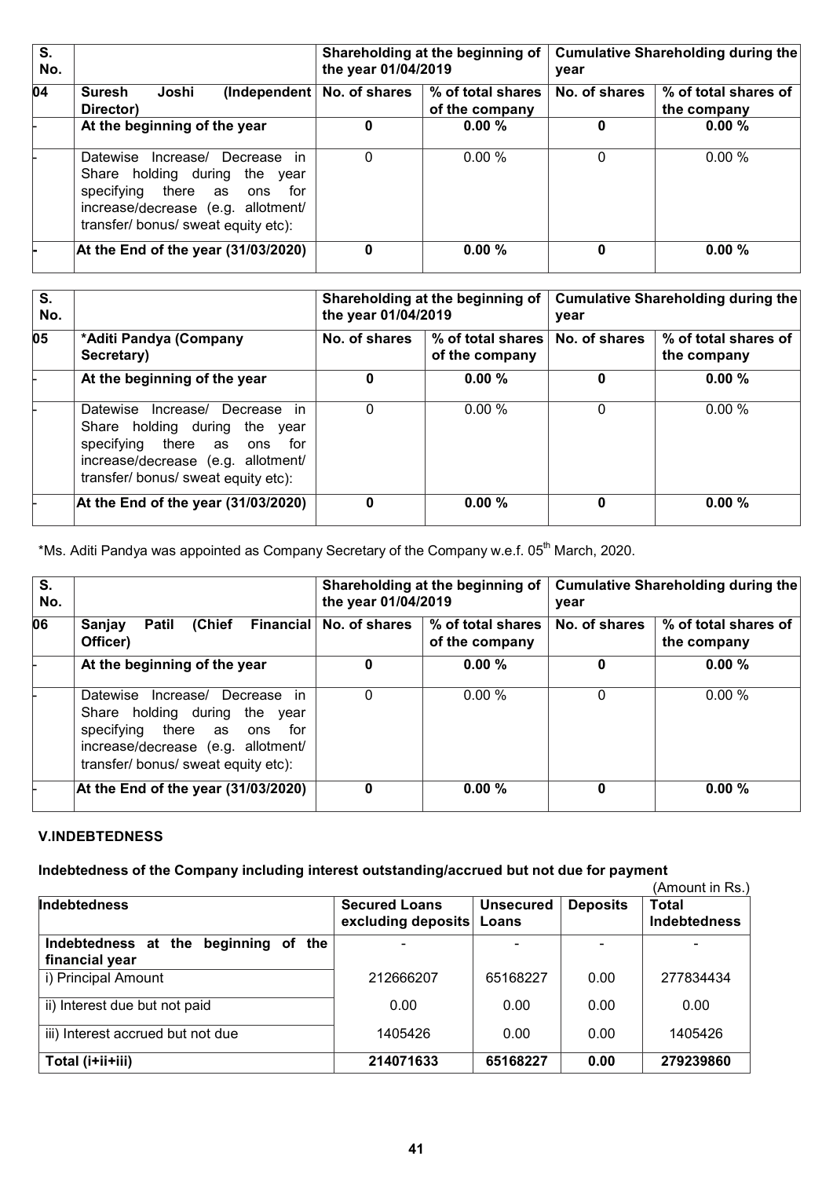| S. No. | | Shareholding at the beginning of the year 01/04/2019 | | Cumulative Shareholding during the year | |
|---|---|---|---|---|---|
| 04 | Suresh Joshi (Independent Director) | No. of shares | % of total shares of the company | No. of shares | % of total shares of the company |
| - | At the beginning of the year | 0 | 0.00 % | 0 | 0.00 % |
| - | Datewise Increase/ Decrease in Share holding during the year specifying there as ons for increase/decrease (e.g. allotment/ transfer/ bonus/ sweat equity etc): | 0 | 0.00 % | 0 | 0.00 % |
| - | At the End of the year (31/03/2020) | 0 | 0.00 % | 0 | 0.00 % |

| S. No. | | Shareholding at the beginning of the year 01/04/2019 | | Cumulative Shareholding during the year | |
|---|---|---|---|---|---|
| 05 | *Aditi Pandya (Company Secretary) | No. of shares | % of total shares of the company | No. of shares | % of total shares of the company |
| - | At the beginning of the year | 0 | 0.00 % | 0 | 0.00 % |
| - | Datewise Increase/ Decrease in Share holding during the year specifying there as ons for increase/decrease (e.g. allotment/ transfer/ bonus/ sweat equity etc): | 0 | 0.00 % | 0 | 0.00 % |
| - | At the End of the year (31/03/2020) | 0 | 0.00 % | 0 | 0.00 % |

*Ms. Aditi Pandya was appointed as Company Secretary of the Company w.e.f. 05th March, 2020.

| S. No. | | Shareholding at the beginning of the year 01/04/2019 | | Cumulative Shareholding during the year | |
|---|---|---|---|---|---|
| 06 | Sanjay Patil (Chief Financial Officer) | No. of shares | % of total shares of the company | No. of shares | % of total shares of the company |
| - | At the beginning of the year | 0 | 0.00 % | 0 | 0.00 % |
| - | Datewise Increase/ Decrease in Share holding during the year specifying there as ons for increase/decrease (e.g. allotment/ transfer/ bonus/ sweat equity etc): | 0 | 0.00 % | 0 | 0.00 % |
| - | At the End of the year (31/03/2020) | 0 | 0.00 % | 0 | 0.00 % |

**V.INDEBTEDNESS**

**Indebtedness of the Company including interest outstanding/accrued but not due for payment**

(Amount in Rs.)

| Indebtedness | Secured Loans excluding deposits | Unsecured Loans | Deposits | Total Indebtedness |
|---|---|---|---|---|
| **Indebtedness at the beginning of the financial year** | - | - | - | - |
| i) Principal Amount | 212666207 | 65168227 | 0.00 | 277834434 |
| ii) Interest due but not paid | 0.00 | 0.00 | 0.00 | 0.00 |
| iii) Interest accrued but not due | 1405426 | 0.00 | 0.00 | 1405426 |
| **Total (i+ii+iii)** | **214071633** | **65168227** | **0.00** | **279239860** |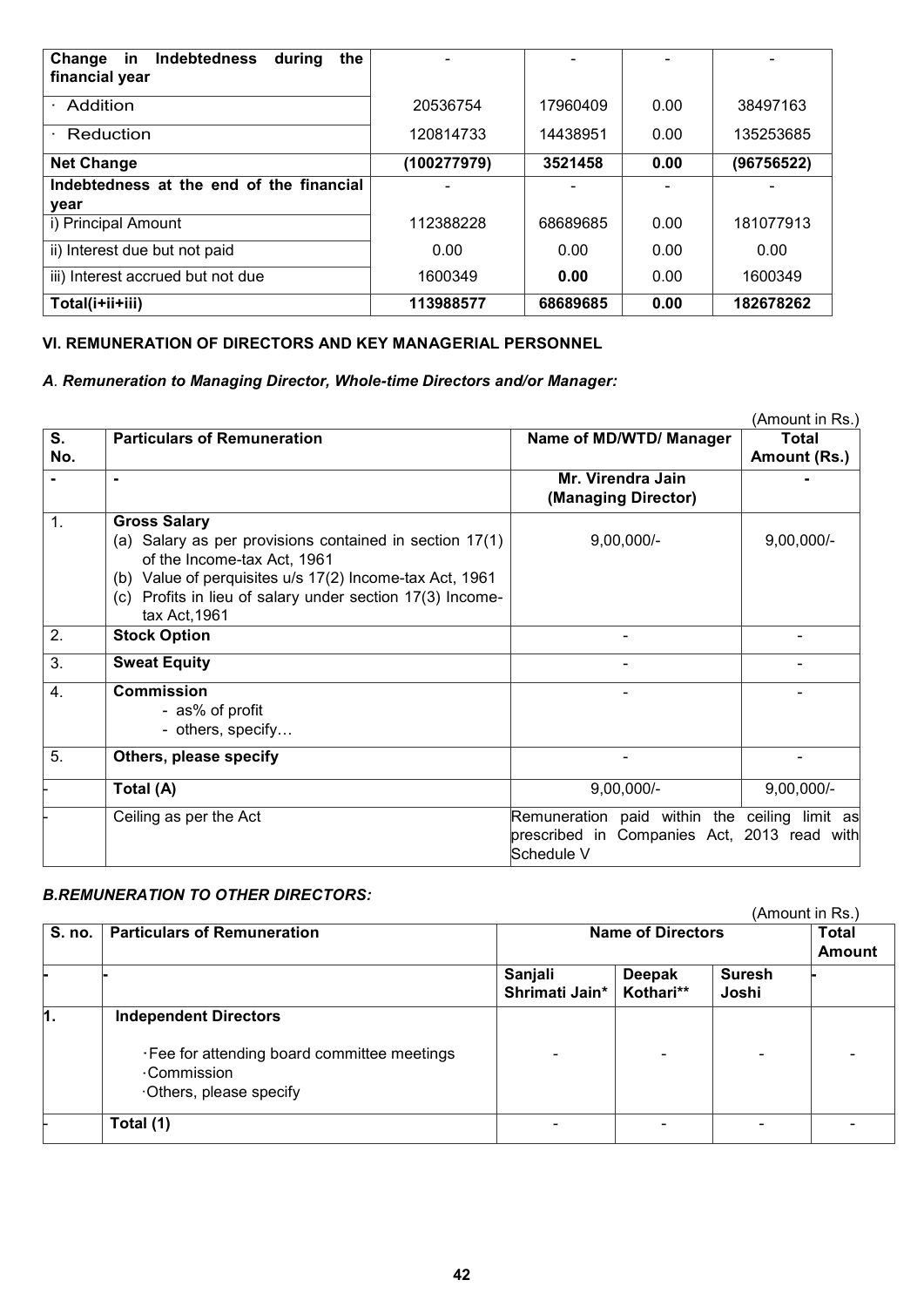| Change in Indebtedness during the financial year | - | - | - | - |
|---|---|---|---|---|
| · Addition | 20536754 | 17960409 | 0.00 | 38497163 |
| · Reduction | 120814733 | 14438951 | 0.00 | 135253685 |
| **Net Change** | **(100277979)** | **3521458** | **0.00** | **(96756522)** |
| **Indebtedness at the end of the financial year** | - | - | - | - |
| i) Principal Amount | 112388228 | 68689685 | 0.00 | 181077913 |
| ii) Interest due but not paid | 0.00 | 0.00 | 0.00 | 0.00 |
| iii) Interest accrued but not due | 1600349 | **0.00** | 0.00 | 1600349 |
| **Total(i+ii+iii)** | **113988577** | **68689685** | **0.00** | **182678262** |

## VI. REMUNERATION OF DIRECTORS AND KEY MANAGERIAL PERSONNEL

### *A. Remuneration to Managing Director, Whole-time Directors and/or Manager:*

(Amount in Rs.)

| S. No. | Particulars of Remuneration | Name of MD/WTD/ Manager | Total Amount (Rs.) |
|---|---|---|---|
| - | - | **Mr. Virendra Jain (Managing Director)** | - |
| 1. | **Gross Salary**<br>(a) Salary as per provisions contained in section 17(1) of the Income-tax Act, 1961<br>(b) Value of perquisites u/s 17(2) Income-tax Act, 1961<br>(c) Profits in lieu of salary under section 17(3) Income-tax Act,1961 | 9,00,000/- | 9,00,000/- |
| 2. | **Stock Option** | - | - |
| 3. | **Sweat Equity** | - | - |
| 4. | **Commission**<br>- as% of profit<br>- others, specify… | - | - |
| 5. | **Others, please specify** | - | - |
| - | **Total (A)** | 9,00,000/- | 9,00,000/- |
| - | Ceiling as per the Act | Remuneration paid within the ceiling limit as prescribed in Companies Act, 2013 read with Schedule V | |

### *B.REMUNERATION TO OTHER DIRECTORS:*

(Amount in Rs.)

| S. no. | Particulars of Remuneration | Name of Directors | | | Total Amount |
|---|---|---|---|---|---|
| - | - | **Sanjali Shrimati Jain*** | **Deepak Kothari**** | **Suresh Joshi** | - |
| 1. | **Independent Directors**<br>·Fee for attending board committee meetings<br>·Commission<br>·Others, please specify | - | - | - | - |
| - | **Total (1)** | - | - | - | - |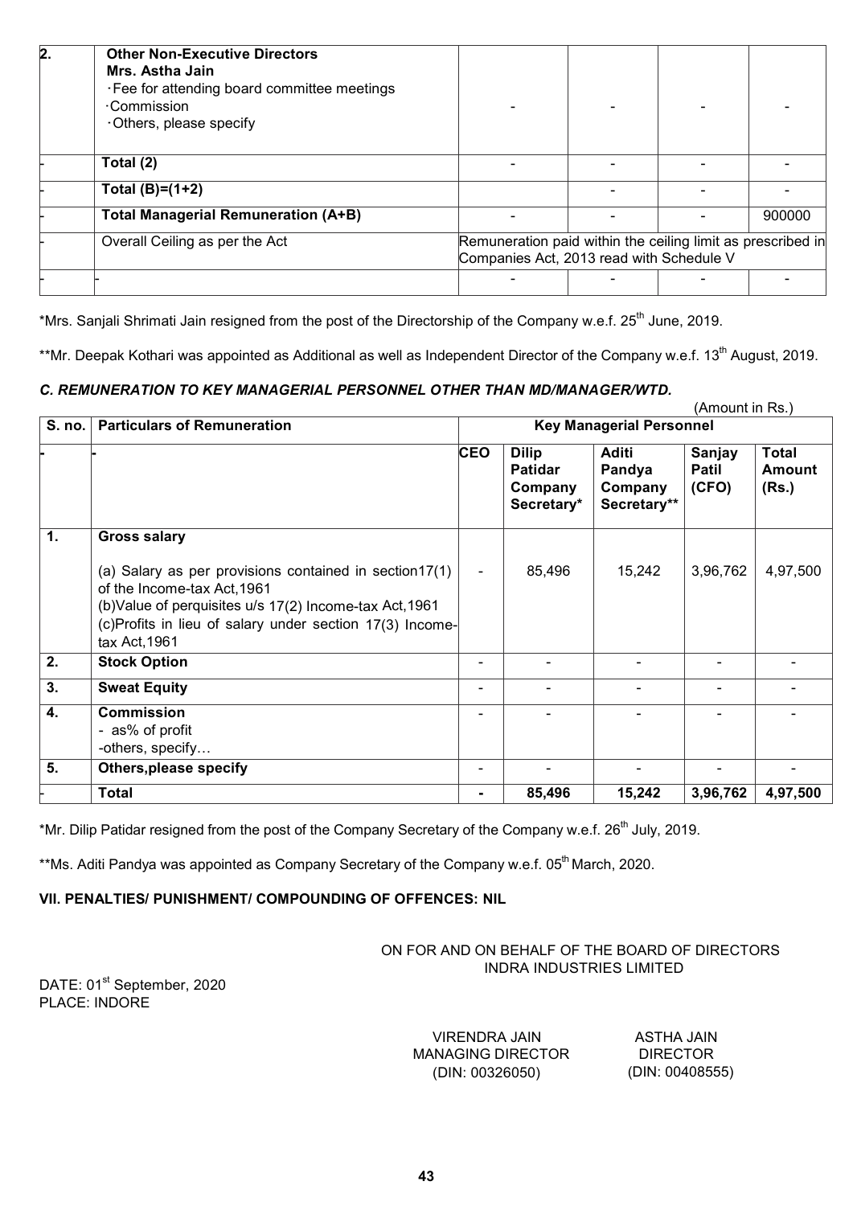| | | | | | |
|---|---|---|---|---|---|
| 2. | **Other Non-Executive Directors**<br>**Mrs. Astha Jain**<br>·Fee for attending board committee meetings<br>·Commission<br>·Others, please specify | - | - | - | - |
| - | **Total (2)** | - | - | - | - |
| - | **Total (B)=(1+2)** | | - | - | - |
| - | **Total Managerial Remuneration (A+B)** | - | - | - | 900000 |
| - | Overall Ceiling as per the Act | Remuneration paid within the ceiling limit as prescribed in Companies Act, 2013 read with Schedule V | | | |
| - | - | - | - | - | - |

*Mrs. Sanjali Shrimati Jain resigned from the post of the Directorship of the Company w.e.f. 25th June, 2019.

**Mr. Deepak Kothari was appointed as Additional as well as Independent Director of the Company w.e.f. 13th August, 2019.

### *C. REMUNERATION TO KEY MANAGERIAL PERSONNEL OTHER THAN MD/MANAGER/WTD.*

(Amount in Rs.)

| S. no. | Particulars of Remuneration | Key Managerial Personnel | | | | |
|---|---|---|---|---|---|---|
| - | - | **CEO** | **Dilip Patidar Company Secretary*** | **Aditi Pandya Company Secretary**** | **Sanjay Patil (CFO)** | **Total Amount (Rs.)** |
| **1.** | **Gross salary**<br>(a) Salary as per provisions contained in section17(1) of the Income-tax Act,1961<br>(b)Value of perquisites u/s 17(2) Income-tax Act,1961<br>(c)Profits in lieu of salary under section 17(3) Income-tax Act,1961 | - | 85,496 | 15,242 | 3,96,762 | 4,97,500 |
| **2.** | **Stock Option** | - | - | - | - | - |
| **3.** | **Sweat Equity** | - | - | - | - | - |
| **4.** | **Commission**<br>- as% of profit<br>-others, specify… | - | - | - | - | - |
| **5.** | **Others,please specify** | - | - | - | - | - |
| - | **Total** | **-** | **85,496** | **15,242** | **3,96,762** | **4,97,500** |

*Mr. Dilip Patidar resigned from the post of the Company Secretary of the Company w.e.f. 26th July, 2019.

**Ms. Aditi Pandya was appointed as Company Secretary of the Company w.e.f. 05th March, 2020.

### VII. PENALTIES/ PUNISHMENT/ COMPOUNDING OF OFFENCES: NIL

ON FOR AND ON BEHALF OF THE BOARD OF DIRECTORS
INDRA INDUSTRIES LIMITED

DATE: 01st September, 2020
PLACE: INDORE

VIRENDRA JAIN
MANAGING DIRECTOR
(DIN: 00326050)

ASTHA JAIN
DIRECTOR
(DIN: 00408555)